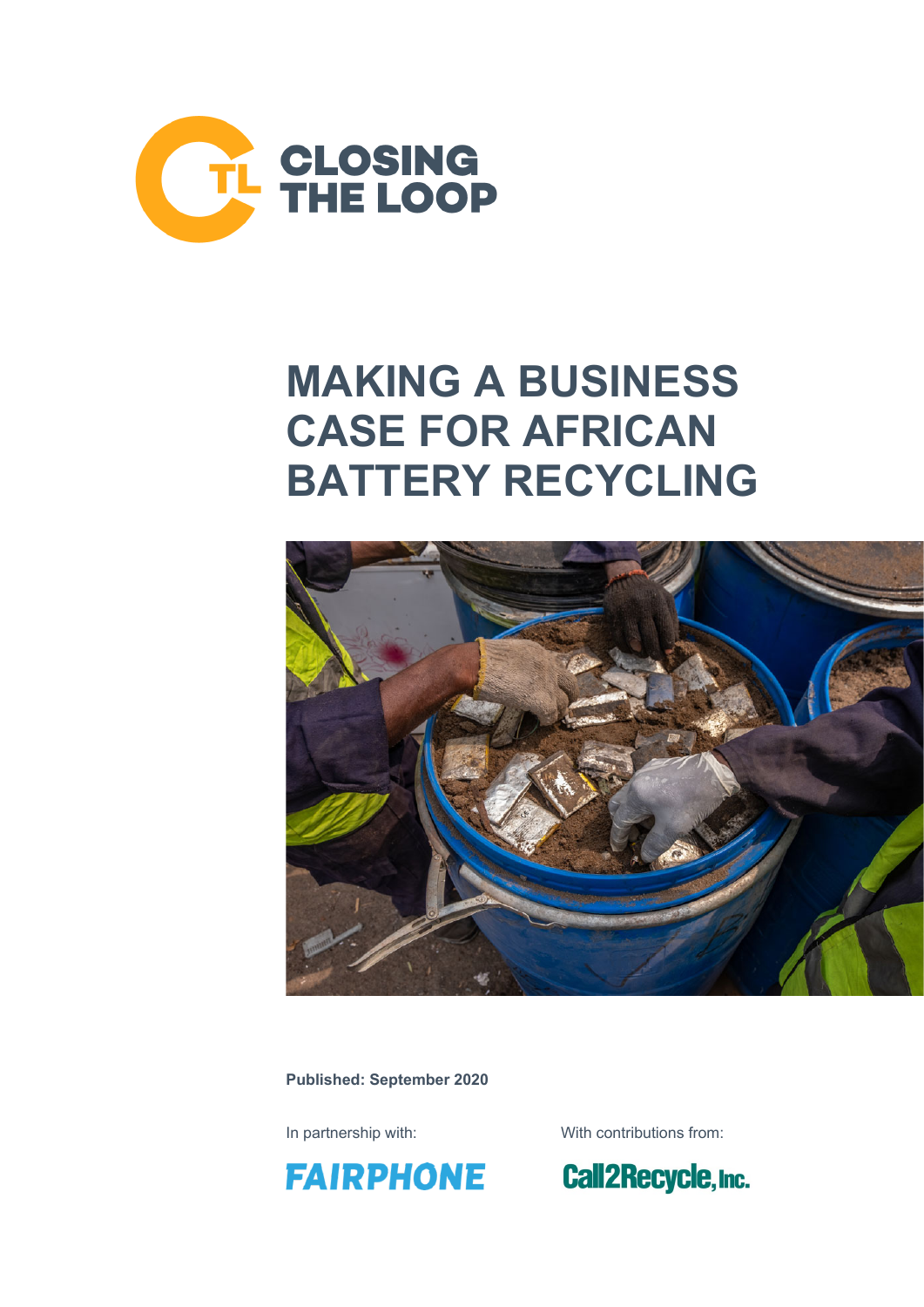CLOSING THE LOOP

# MAKING A BUSINESS CASE FOR AFRICAN BATTERY RECYCLING

**Published: September 2020**

In partnership with:

FAIRPHONE

With contributions from:

Call2Recycle, Inc.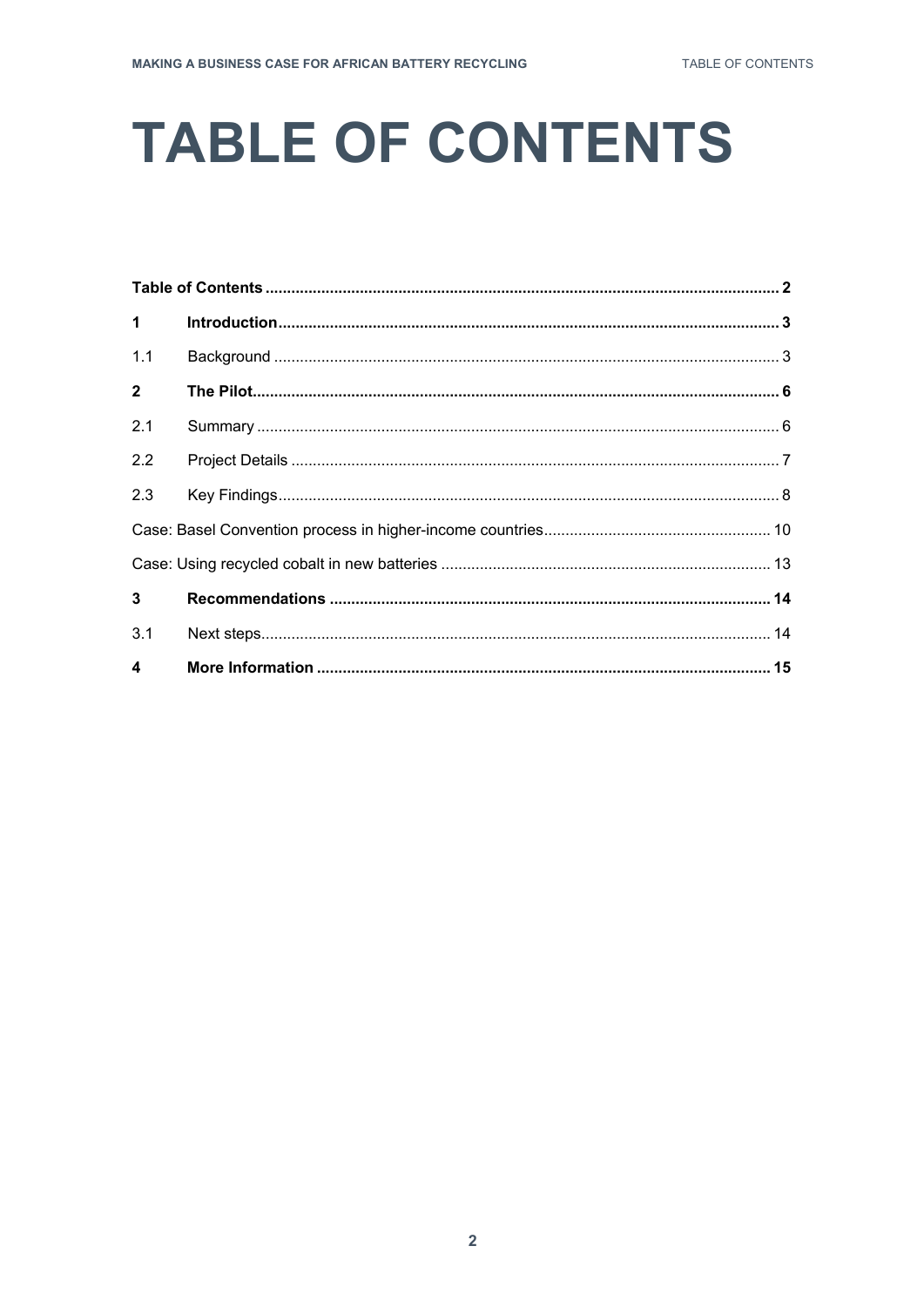# TABLE OF CONTENTS

**Table of Contents** ........ **2**

**1 Introduction** ........ **3**

1.1 Background ........ 3

**2 The Pilot** ........ **6**

2.1 Summary ........ 6

2.2 Project Details ........ 7

2.3 Key Findings ........ 8

Case: Basel Convention process in higher-income countries ........ 10

Case: Using recycled cobalt in new batteries ........ 13

**3 Recommendations** ........ **14**

3.1 Next steps ........ 14

**4 More Information** ........ **15**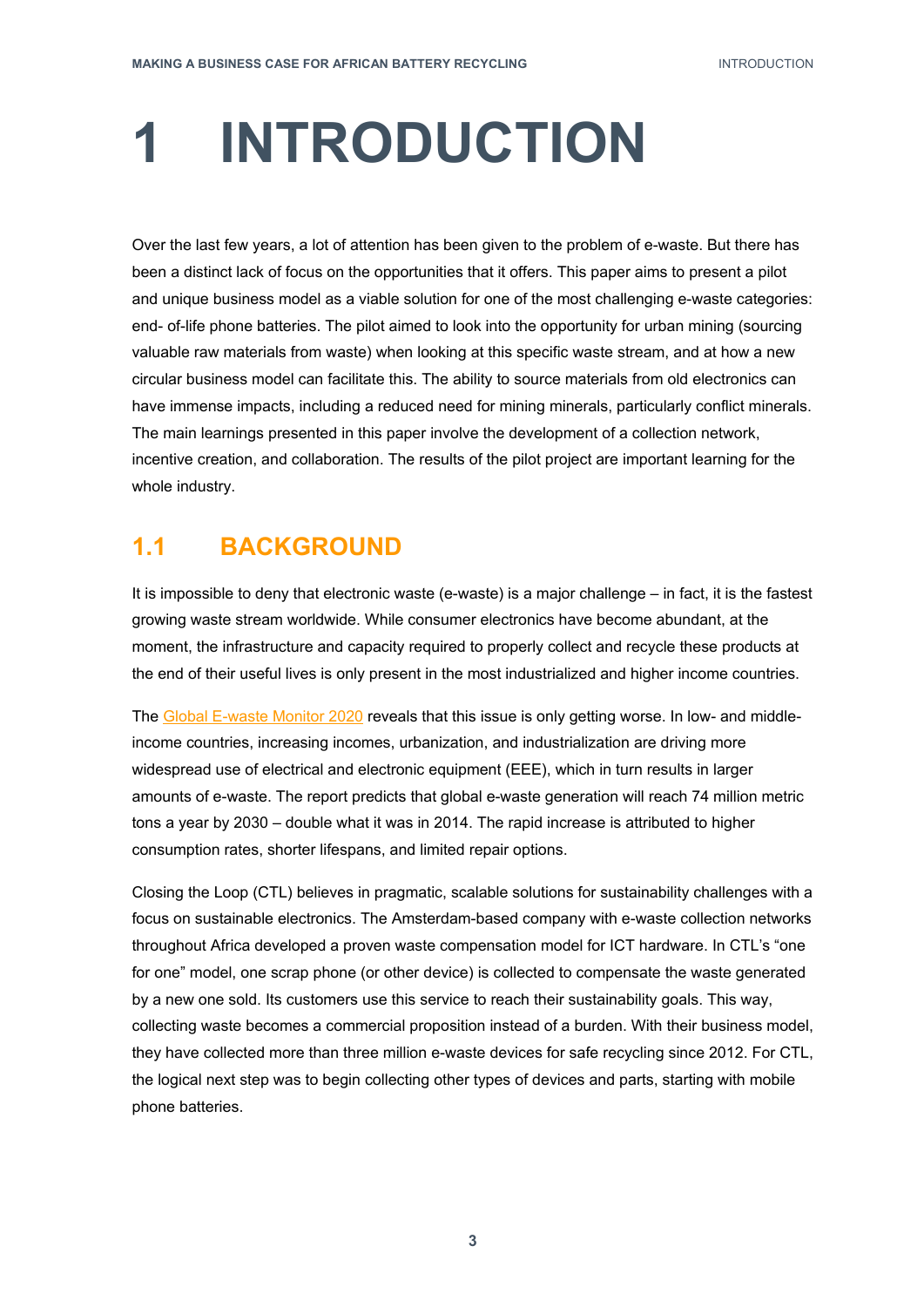# 1 INTRODUCTION

Over the last few years, a lot of attention has been given to the problem of e-waste. But there has been a distinct lack of focus on the opportunities that it offers. This paper aims to present a pilot and unique business model as a viable solution for one of the most challenging e-waste categories: end- of-life phone batteries. The pilot aimed to look into the opportunity for urban mining (sourcing valuable raw materials from waste) when looking at this specific waste stream, and at how a new circular business model can facilitate this. The ability to source materials from old electronics can have immense impacts, including a reduced need for mining minerals, particularly conflict minerals. The main learnings presented in this paper involve the development of a collection network, incentive creation, and collaboration. The results of the pilot project are important learning for the whole industry.

## 1.1 BACKGROUND

It is impossible to deny that electronic waste (e-waste) is a major challenge – in fact, it is the fastest growing waste stream worldwide. While consumer electronics have become abundant, at the moment, the infrastructure and capacity required to properly collect and recycle these products at the end of their useful lives is only present in the most industrialized and higher income countries.

The Global E-waste Monitor 2020 reveals that this issue is only getting worse. In low- and middle-income countries, increasing incomes, urbanization, and industrialization are driving more widespread use of electrical and electronic equipment (EEE), which in turn results in larger amounts of e-waste. The report predicts that global e-waste generation will reach 74 million metric tons a year by 2030 – double what it was in 2014. The rapid increase is attributed to higher consumption rates, shorter lifespans, and limited repair options.

Closing the Loop (CTL) believes in pragmatic, scalable solutions for sustainability challenges with a focus on sustainable electronics. The Amsterdam-based company with e-waste collection networks throughout Africa developed a proven waste compensation model for ICT hardware. In CTL's "one for one" model, one scrap phone (or other device) is collected to compensate the waste generated by a new one sold. Its customers use this service to reach their sustainability goals. This way, collecting waste becomes a commercial proposition instead of a burden. With their business model, they have collected more than three million e-waste devices for safe recycling since 2012. For CTL, the logical next step was to begin collecting other types of devices and parts, starting with mobile phone batteries.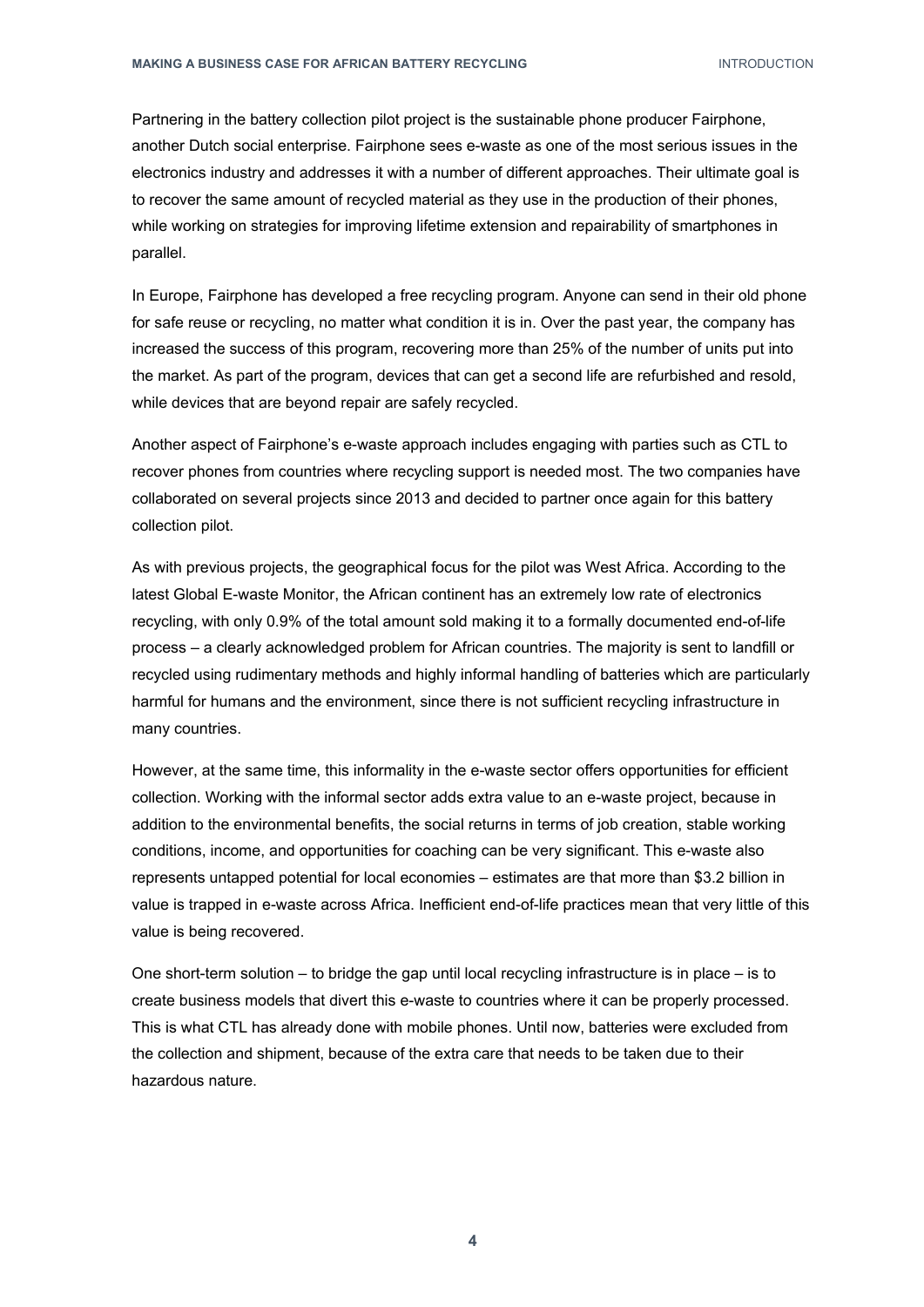Partnering in the battery collection pilot project is the sustainable phone producer Fairphone, another Dutch social enterprise. Fairphone sees e-waste as one of the most serious issues in the electronics industry and addresses it with a number of different approaches. Their ultimate goal is to recover the same amount of recycled material as they use in the production of their phones, while working on strategies for improving lifetime extension and repairability of smartphones in parallel.

In Europe, Fairphone has developed a free recycling program. Anyone can send in their old phone for safe reuse or recycling, no matter what condition it is in. Over the past year, the company has increased the success of this program, recovering more than 25% of the number of units put into the market. As part of the program, devices that can get a second life are refurbished and resold, while devices that are beyond repair are safely recycled.

Another aspect of Fairphone's e-waste approach includes engaging with parties such as CTL to recover phones from countries where recycling support is needed most. The two companies have collaborated on several projects since 2013 and decided to partner once again for this battery collection pilot.

As with previous projects, the geographical focus for the pilot was West Africa. According to the latest Global E-waste Monitor, the African continent has an extremely low rate of electronics recycling, with only 0.9% of the total amount sold making it to a formally documented end-of-life process – a clearly acknowledged problem for African countries. The majority is sent to landfill or recycled using rudimentary methods and highly informal handling of batteries which are particularly harmful for humans and the environment, since there is not sufficient recycling infrastructure in many countries.

However, at the same time, this informality in the e-waste sector offers opportunities for efficient collection. Working with the informal sector adds extra value to an e-waste project, because in addition to the environmental benefits, the social returns in terms of job creation, stable working conditions, income, and opportunities for coaching can be very significant. This e-waste also represents untapped potential for local economies – estimates are that more than $3.2 billion in value is trapped in e-waste across Africa. Inefficient end-of-life practices mean that very little of this value is being recovered.

One short-term solution – to bridge the gap until local recycling infrastructure is in place – is to create business models that divert this e-waste to countries where it can be properly processed. This is what CTL has already done with mobile phones. Until now, batteries were excluded from the collection and shipment, because of the extra care that needs to be taken due to their hazardous nature.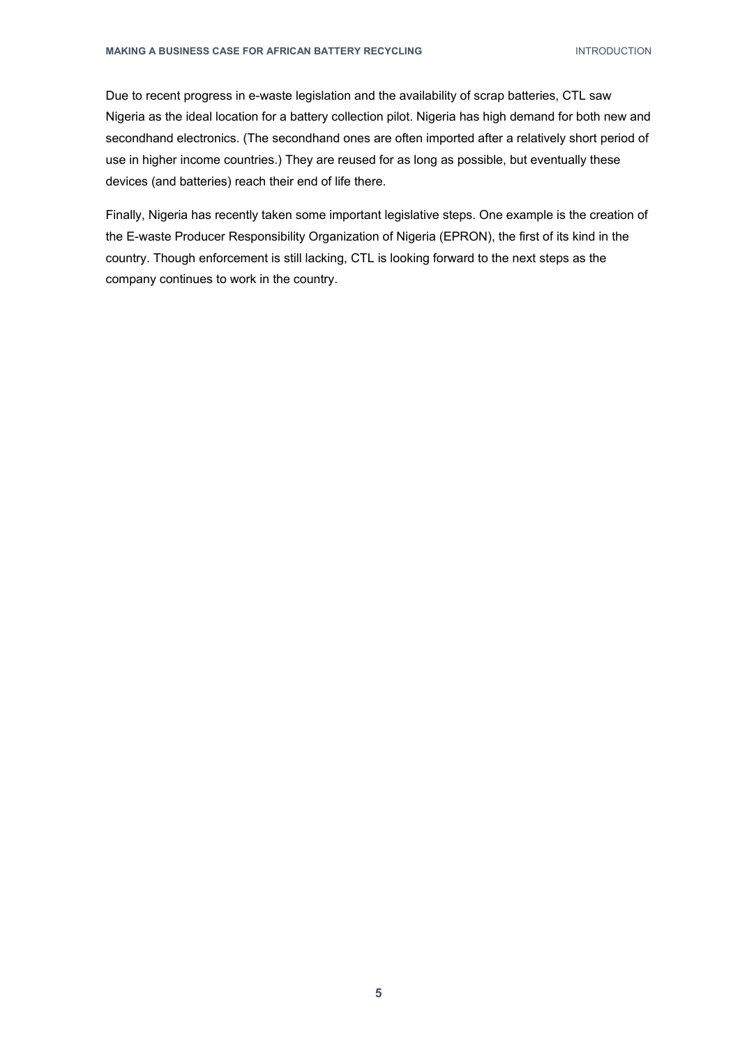Due to recent progress in e-waste legislation and the availability of scrap batteries, CTL saw Nigeria as the ideal location for a battery collection pilot. Nigeria has high demand for both new and secondhand electronics. (The secondhand ones are often imported after a relatively short period of use in higher income countries.) They are reused for as long as possible, but eventually these devices (and batteries) reach their end of life there.

Finally, Nigeria has recently taken some important legislative steps. One example is the creation of the E-waste Producer Responsibility Organization of Nigeria (EPRON), the first of its kind in the country. Though enforcement is still lacking, CTL is looking forward to the next steps as the company continues to work in the country.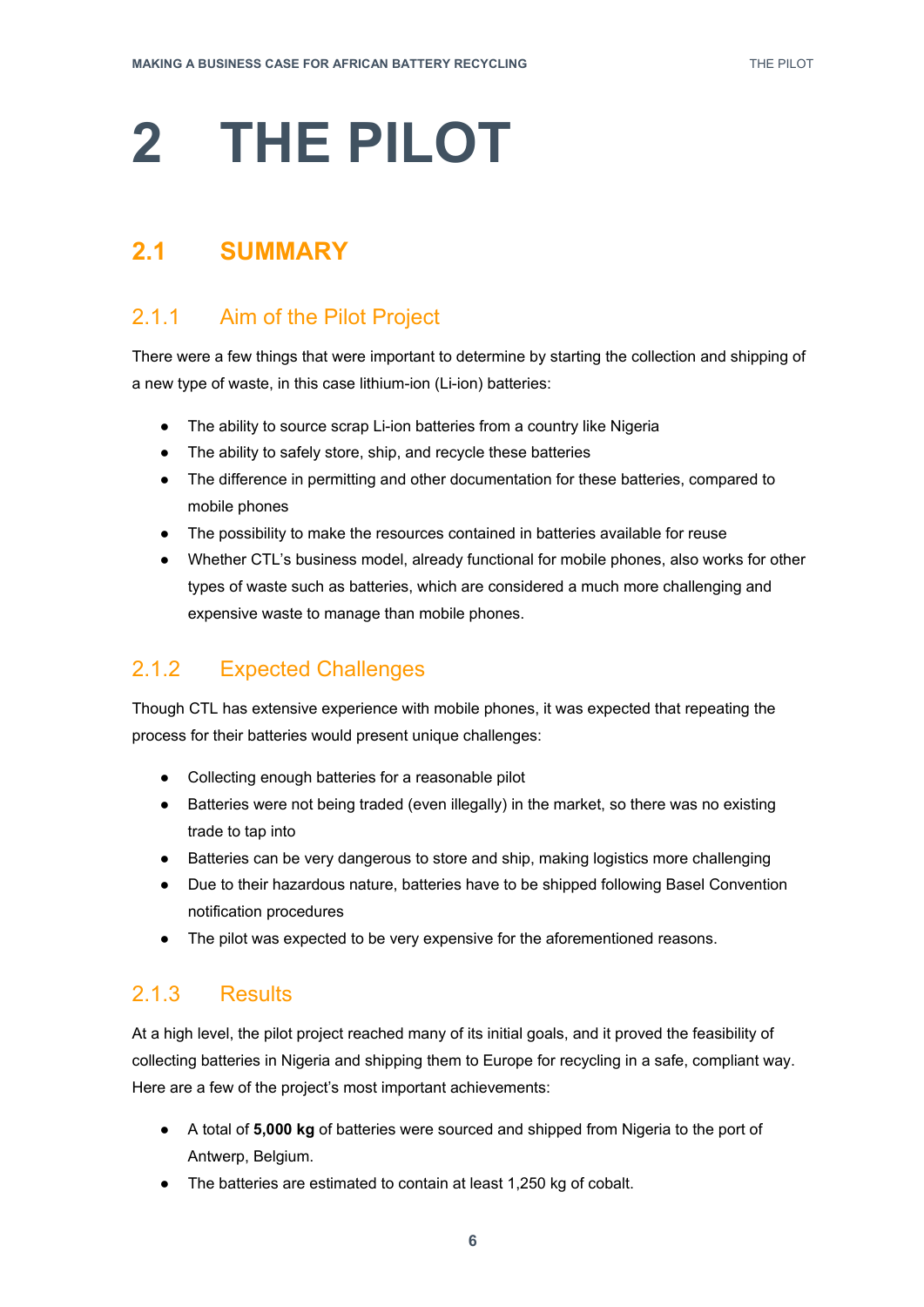# 2 THE PILOT

## 2.1 SUMMARY

### 2.1.1 Aim of the Pilot Project

There were a few things that were important to determine by starting the collection and shipping of a new type of waste, in this case lithium-ion (Li-ion) batteries:

- The ability to source scrap Li-ion batteries from a country like Nigeria
- The ability to safely store, ship, and recycle these batteries
- The difference in permitting and other documentation for these batteries, compared to mobile phones
- The possibility to make the resources contained in batteries available for reuse
- Whether CTL's business model, already functional for mobile phones, also works for other types of waste such as batteries, which are considered a much more challenging and expensive waste to manage than mobile phones.

### 2.1.2 Expected Challenges

Though CTL has extensive experience with mobile phones, it was expected that repeating the process for their batteries would present unique challenges:

- Collecting enough batteries for a reasonable pilot
- Batteries were not being traded (even illegally) in the market, so there was no existing trade to tap into
- Batteries can be very dangerous to store and ship, making logistics more challenging
- Due to their hazardous nature, batteries have to be shipped following Basel Convention notification procedures
- The pilot was expected to be very expensive for the aforementioned reasons.

### 2.1.3 Results

At a high level, the pilot project reached many of its initial goals, and it proved the feasibility of collecting batteries in Nigeria and shipping them to Europe for recycling in a safe, compliant way. Here are a few of the project's most important achievements:

- A total of **5,000 kg** of batteries were sourced and shipped from Nigeria to the port of Antwerp, Belgium.
- The batteries are estimated to contain at least 1,250 kg of cobalt.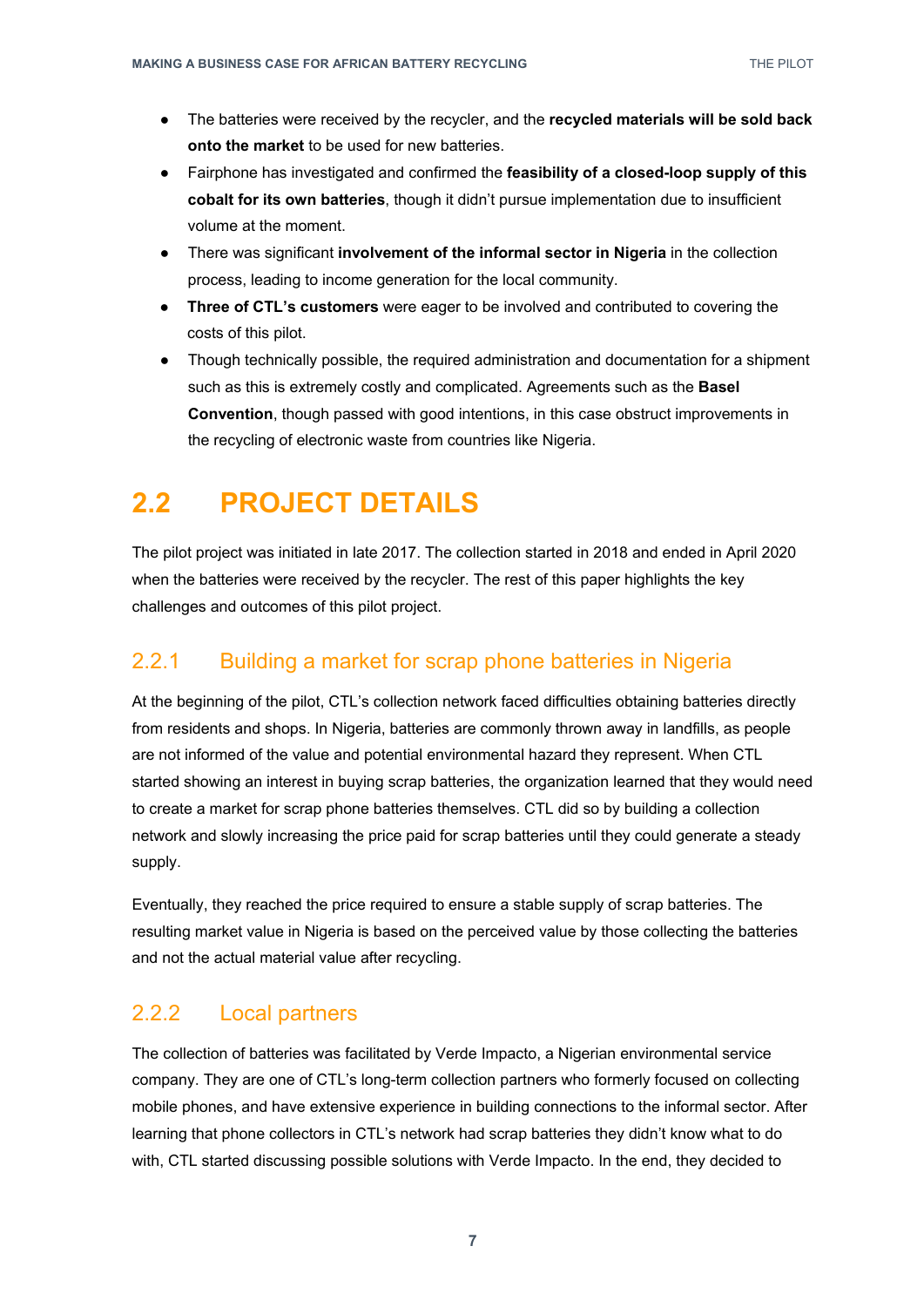- The batteries were received by the recycler, and the **recycled materials will be sold back onto the market** to be used for new batteries.
- Fairphone has investigated and confirmed the **feasibility of a closed-loop supply of this cobalt for its own batteries**, though it didn't pursue implementation due to insufficient volume at the moment.
- There was significant **involvement of the informal sector in Nigeria** in the collection process, leading to income generation for the local community.
- **Three of CTL's customers** were eager to be involved and contributed to covering the costs of this pilot.
- Though technically possible, the required administration and documentation for a shipment such as this is extremely costly and complicated. Agreements such as the **Basel Convention**, though passed with good intentions, in this case obstruct improvements in the recycling of electronic waste from countries like Nigeria.

## 2.2 PROJECT DETAILS

The pilot project was initiated in late 2017. The collection started in 2018 and ended in April 2020 when the batteries were received by the recycler. The rest of this paper highlights the key challenges and outcomes of this pilot project.

### 2.2.1 Building a market for scrap phone batteries in Nigeria

At the beginning of the pilot, CTL's collection network faced difficulties obtaining batteries directly from residents and shops. In Nigeria, batteries are commonly thrown away in landfills, as people are not informed of the value and potential environmental hazard they represent. When CTL started showing an interest in buying scrap batteries, the organization learned that they would need to create a market for scrap phone batteries themselves. CTL did so by building a collection network and slowly increasing the price paid for scrap batteries until they could generate a steady supply.

Eventually, they reached the price required to ensure a stable supply of scrap batteries. The resulting market value in Nigeria is based on the perceived value by those collecting the batteries and not the actual material value after recycling.

### 2.2.2 Local partners

The collection of batteries was facilitated by Verde Impacto, a Nigerian environmental service company. They are one of CTL's long-term collection partners who formerly focused on collecting mobile phones, and have extensive experience in building connections to the informal sector. After learning that phone collectors in CTL's network had scrap batteries they didn't know what to do with, CTL started discussing possible solutions with Verde Impacto. In the end, they decided to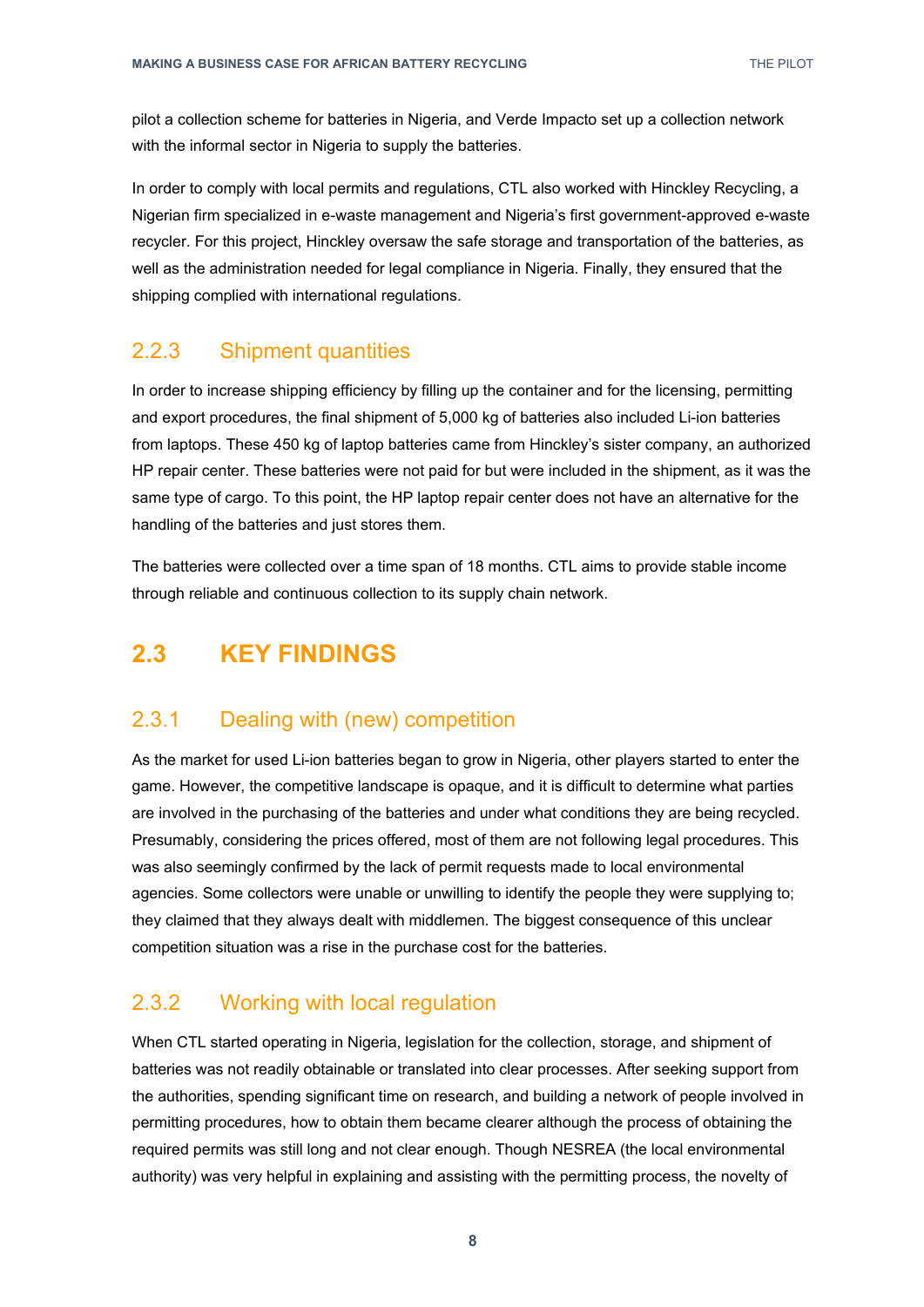pilot a collection scheme for batteries in Nigeria, and Verde Impacto set up a collection network with the informal sector in Nigeria to supply the batteries.

In order to comply with local permits and regulations, CTL also worked with Hinckley Recycling, a Nigerian firm specialized in e-waste management and Nigeria's first government-approved e-waste recycler. For this project, Hinckley oversaw the safe storage and transportation of the batteries, as well as the administration needed for legal compliance in Nigeria. Finally, they ensured that the shipping complied with international regulations.

### 2.2.3 Shipment quantities

In order to increase shipping efficiency by filling up the container and for the licensing, permitting and export procedures, the final shipment of 5,000 kg of batteries also included Li-ion batteries from laptops. These 450 kg of laptop batteries came from Hinckley's sister company, an authorized HP repair center. These batteries were not paid for but were included in the shipment, as it was the same type of cargo. To this point, the HP laptop repair center does not have an alternative for the handling of the batteries and just stores them.

The batteries were collected over a time span of 18 months. CTL aims to provide stable income through reliable and continuous collection to its supply chain network.

## 2.3 KEY FINDINGS

### 2.3.1 Dealing with (new) competition

As the market for used Li-ion batteries began to grow in Nigeria, other players started to enter the game. However, the competitive landscape is opaque, and it is difficult to determine what parties are involved in the purchasing of the batteries and under what conditions they are being recycled. Presumably, considering the prices offered, most of them are not following legal procedures. This was also seemingly confirmed by the lack of permit requests made to local environmental agencies. Some collectors were unable or unwilling to identify the people they were supplying to; they claimed that they always dealt with middlemen. The biggest consequence of this unclear competition situation was a rise in the purchase cost for the batteries.

### 2.3.2 Working with local regulation

When CTL started operating in Nigeria, legislation for the collection, storage, and shipment of batteries was not readily obtainable or translated into clear processes. After seeking support from the authorities, spending significant time on research, and building a network of people involved in permitting procedures, how to obtain them became clearer although the process of obtaining the required permits was still long and not clear enough. Though NESREA (the local environmental authority) was very helpful in explaining and assisting with the permitting process, the novelty of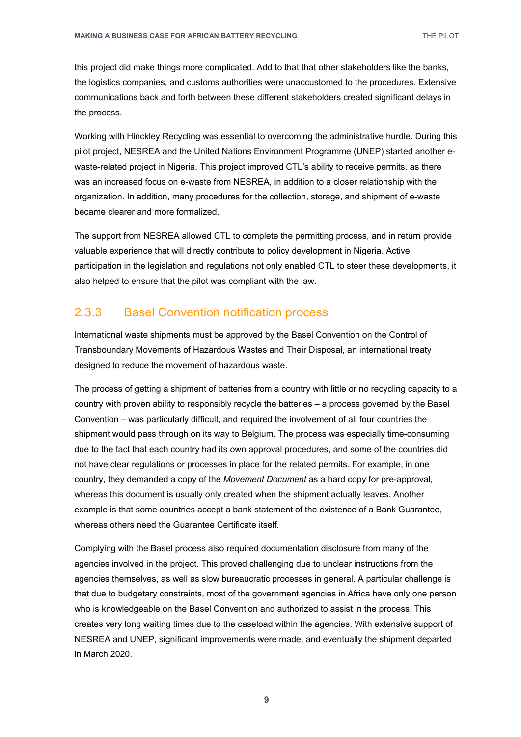this project did make things more complicated. Add to that that other stakeholders like the banks, the logistics companies, and customs authorities were unaccustomed to the procedures. Extensive communications back and forth between these different stakeholders created significant delays in the process.

Working with Hinckley Recycling was essential to overcoming the administrative hurdle. During this pilot project, NESREA and the United Nations Environment Programme (UNEP) started another e-waste-related project in Nigeria. This project improved CTL's ability to receive permits, as there was an increased focus on e-waste from NESREA, in addition to a closer relationship with the organization. In addition, many procedures for the collection, storage, and shipment of e-waste became clearer and more formalized.

The support from NESREA allowed CTL to complete the permitting process, and in return provide valuable experience that will directly contribute to policy development in Nigeria. Active participation in the legislation and regulations not only enabled CTL to steer these developments, it also helped to ensure that the pilot was compliant with the law.

### 2.3.3 Basel Convention notification process

International waste shipments must be approved by the Basel Convention on the Control of Transboundary Movements of Hazardous Wastes and Their Disposal, an international treaty designed to reduce the movement of hazardous waste.

The process of getting a shipment of batteries from a country with little or no recycling capacity to a country with proven ability to responsibly recycle the batteries – a process governed by the Basel Convention – was particularly difficult, and required the involvement of all four countries the shipment would pass through on its way to Belgium. The process was especially time-consuming due to the fact that each country had its own approval procedures, and some of the countries did not have clear regulations or processes in place for the related permits. For example, in one country, they demanded a copy of the *Movement Document* as a hard copy for pre-approval, whereas this document is usually only created when the shipment actually leaves. Another example is that some countries accept a bank statement of the existence of a Bank Guarantee, whereas others need the Guarantee Certificate itself.

Complying with the Basel process also required documentation disclosure from many of the agencies involved in the project. This proved challenging due to unclear instructions from the agencies themselves, as well as slow bureaucratic processes in general. A particular challenge is that due to budgetary constraints, most of the government agencies in Africa have only one person who is knowledgeable on the Basel Convention and authorized to assist in the process. This creates very long waiting times due to the caseload within the agencies. With extensive support of NESREA and UNEP, significant improvements were made, and eventually the shipment departed in March 2020.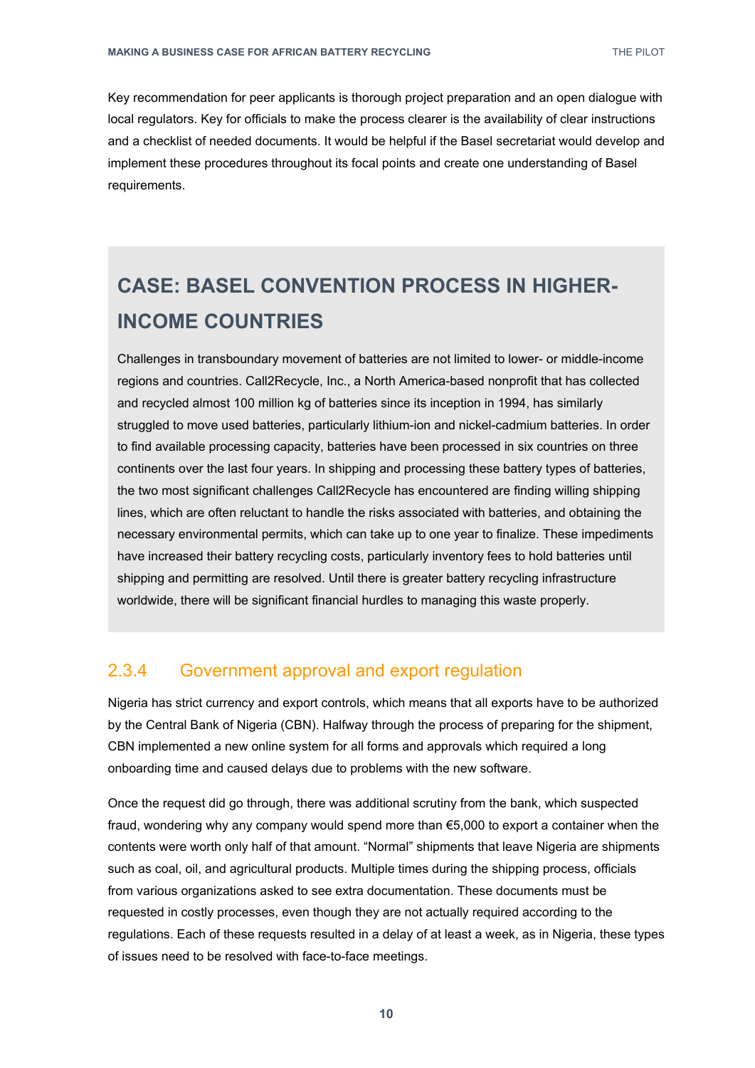Key recommendation for peer applicants is thorough project preparation and an open dialogue with local regulators. Key for officials to make the process clearer is the availability of clear instructions and a checklist of needed documents. It would be helpful if the Basel secretariat would develop and implement these procedures throughout its focal points and create one understanding of Basel requirements.

## CASE: BASEL CONVENTION PROCESS IN HIGHER-INCOME COUNTRIES

Challenges in transboundary movement of batteries are not limited to lower- or middle-income regions and countries. Call2Recycle, Inc., a North America-based nonprofit that has collected and recycled almost 100 million kg of batteries since its inception in 1994, has similarly struggled to move used batteries, particularly lithium-ion and nickel-cadmium batteries. In order to find available processing capacity, batteries have been processed in six countries on three continents over the last four years. In shipping and processing these battery types of batteries, the two most significant challenges Call2Recycle has encountered are finding willing shipping lines, which are often reluctant to handle the risks associated with batteries, and obtaining the necessary environmental permits, which can take up to one year to finalize. These impediments have increased their battery recycling costs, particularly inventory fees to hold batteries until shipping and permitting are resolved. Until there is greater battery recycling infrastructure worldwide, there will be significant financial hurdles to managing this waste properly.

### 2.3.4 Government approval and export regulation

Nigeria has strict currency and export controls, which means that all exports have to be authorized by the Central Bank of Nigeria (CBN). Halfway through the process of preparing for the shipment, CBN implemented a new online system for all forms and approvals which required a long onboarding time and caused delays due to problems with the new software.

Once the request did go through, there was additional scrutiny from the bank, which suspected fraud, wondering why any company would spend more than €5,000 to export a container when the contents were worth only half of that amount. "Normal" shipments that leave Nigeria are shipments such as coal, oil, and agricultural products. Multiple times during the shipping process, officials from various organizations asked to see extra documentation. These documents must be requested in costly processes, even though they are not actually required according to the regulations. Each of these requests resulted in a delay of at least a week, as in Nigeria, these types of issues need to be resolved with face-to-face meetings.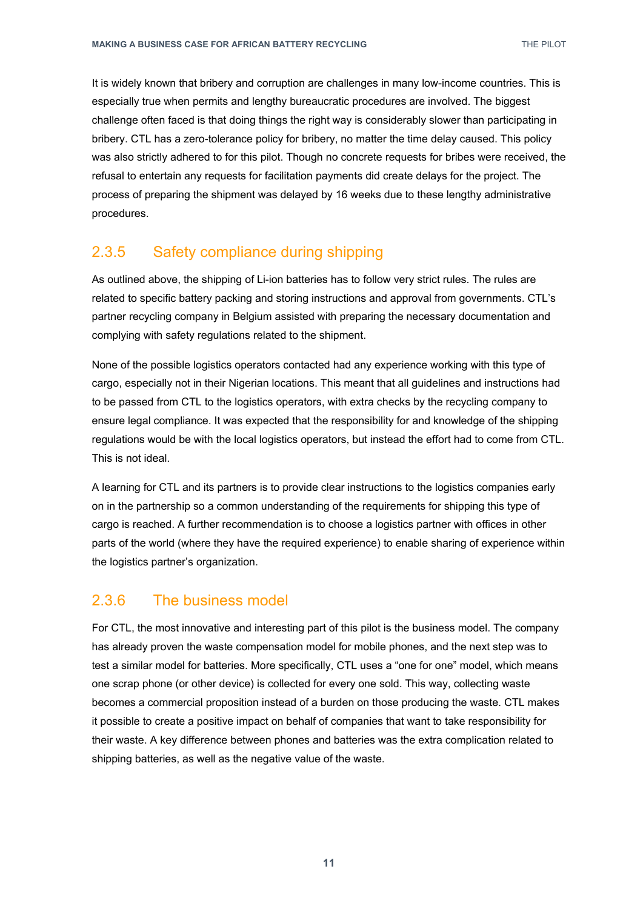It is widely known that bribery and corruption are challenges in many low-income countries. This is especially true when permits and lengthy bureaucratic procedures are involved. The biggest challenge often faced is that doing things the right way is considerably slower than participating in bribery. CTL has a zero-tolerance policy for bribery, no matter the time delay caused. This policy was also strictly adhered to for this pilot. Though no concrete requests for bribes were received, the refusal to entertain any requests for facilitation payments did create delays for the project. The process of preparing the shipment was delayed by 16 weeks due to these lengthy administrative procedures.

### 2.3.5 Safety compliance during shipping

As outlined above, the shipping of Li-ion batteries has to follow very strict rules. The rules are related to specific battery packing and storing instructions and approval from governments. CTL's partner recycling company in Belgium assisted with preparing the necessary documentation and complying with safety regulations related to the shipment.

None of the possible logistics operators contacted had any experience working with this type of cargo, especially not in their Nigerian locations. This meant that all guidelines and instructions had to be passed from CTL to the logistics operators, with extra checks by the recycling company to ensure legal compliance. It was expected that the responsibility for and knowledge of the shipping regulations would be with the local logistics operators, but instead the effort had to come from CTL. This is not ideal.

A learning for CTL and its partners is to provide clear instructions to the logistics companies early on in the partnership so a common understanding of the requirements for shipping this type of cargo is reached. A further recommendation is to choose a logistics partner with offices in other parts of the world (where they have the required experience) to enable sharing of experience within the logistics partner's organization.

### 2.3.6 The business model

For CTL, the most innovative and interesting part of this pilot is the business model. The company has already proven the waste compensation model for mobile phones, and the next step was to test a similar model for batteries. More specifically, CTL uses a "one for one" model, which means one scrap phone (or other device) is collected for every one sold. This way, collecting waste becomes a commercial proposition instead of a burden on those producing the waste. CTL makes it possible to create a positive impact on behalf of companies that want to take responsibility for their waste. A key difference between phones and batteries was the extra complication related to shipping batteries, as well as the negative value of the waste.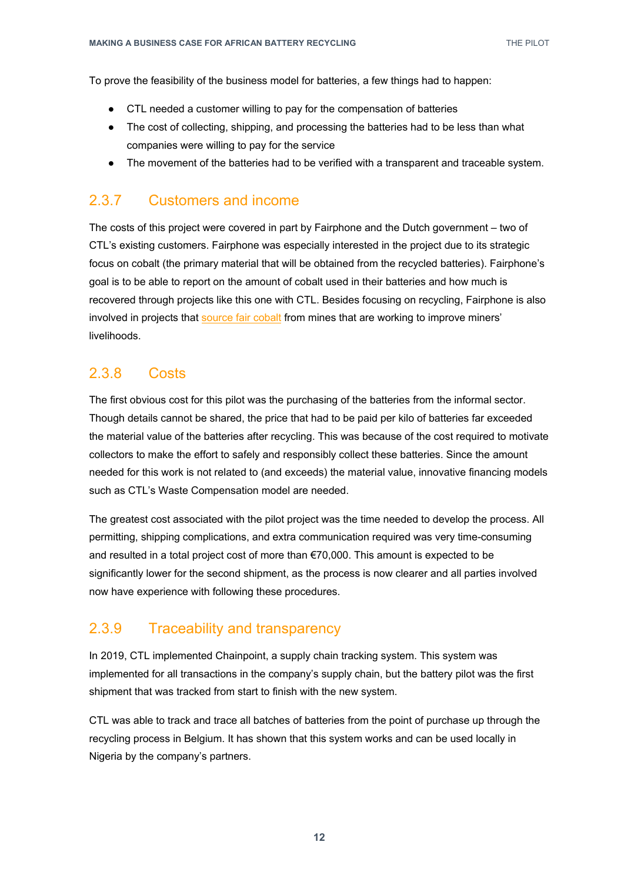To prove the feasibility of the business model for batteries, a few things had to happen:

- CTL needed a customer willing to pay for the compensation of batteries
- The cost of collecting, shipping, and processing the batteries had to be less than what companies were willing to pay for the service
- The movement of the batteries had to be verified with a transparent and traceable system.

### 2.3.7 Customers and income

The costs of this project were covered in part by Fairphone and the Dutch government – two of CTL's existing customers. Fairphone was especially interested in the project due to its strategic focus on cobalt (the primary material that will be obtained from the recycled batteries). Fairphone's goal is to be able to report on the amount of cobalt used in their batteries and how much is recovered through projects like this one with CTL. Besides focusing on recycling, Fairphone is also involved in projects that source fair cobalt from mines that are working to improve miners' livelihoods.

### 2.3.8 Costs

The first obvious cost for this pilot was the purchasing of the batteries from the informal sector. Though details cannot be shared, the price that had to be paid per kilo of batteries far exceeded the material value of the batteries after recycling. This was because of the cost required to motivate collectors to make the effort to safely and responsibly collect these batteries. Since the amount needed for this work is not related to (and exceeds) the material value, innovative financing models such as CTL's Waste Compensation model are needed.

The greatest cost associated with the pilot project was the time needed to develop the process. All permitting, shipping complications, and extra communication required was very time-consuming and resulted in a total project cost of more than €70,000. This amount is expected to be significantly lower for the second shipment, as the process is now clearer and all parties involved now have experience with following these procedures.

### 2.3.9 Traceability and transparency

In 2019, CTL implemented Chainpoint, a supply chain tracking system. This system was implemented for all transactions in the company's supply chain, but the battery pilot was the first shipment that was tracked from start to finish with the new system.

CTL was able to track and trace all batches of batteries from the point of purchase up through the recycling process in Belgium. It has shown that this system works and can be used locally in Nigeria by the company's partners.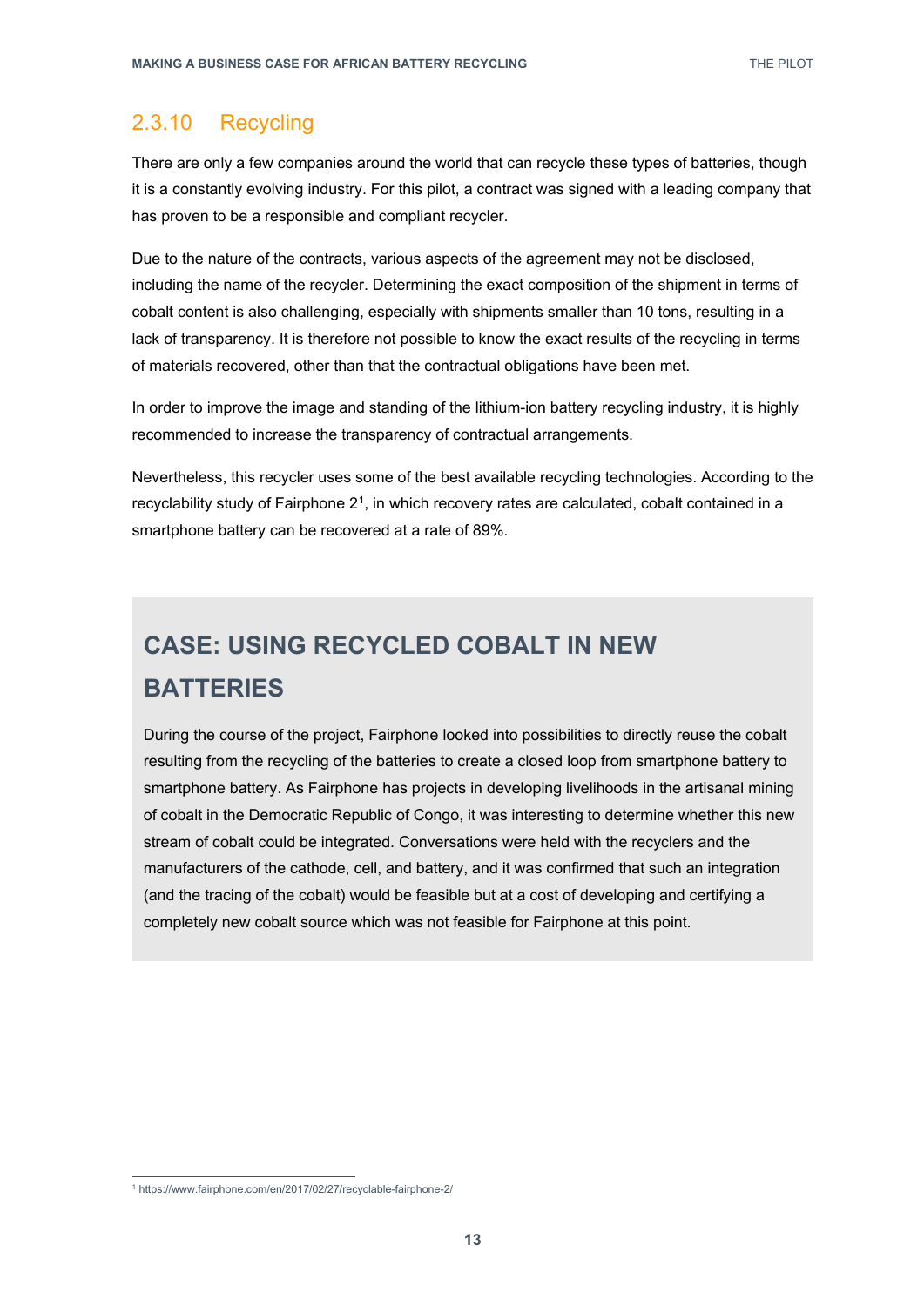### 2.3.10 Recycling

There are only a few companies around the world that can recycle these types of batteries, though it is a constantly evolving industry. For this pilot, a contract was signed with a leading company that has proven to be a responsible and compliant recycler.

Due to the nature of the contracts, various aspects of the agreement may not be disclosed, including the name of the recycler. Determining the exact composition of the shipment in terms of cobalt content is also challenging, especially with shipments smaller than 10 tons, resulting in a lack of transparency. It is therefore not possible to know the exact results of the recycling in terms of materials recovered, other than that the contractual obligations have been met.

In order to improve the image and standing of the lithium-ion battery recycling industry, it is highly recommended to increase the transparency of contractual arrangements.

Nevertheless, this recycler uses some of the best available recycling technologies. According to the recyclability study of Fairphone 2[1], in which recovery rates are calculated, cobalt contained in a smartphone battery can be recovered at a rate of 89%.

## CASE: USING RECYCLED COBALT IN NEW BATTERIES

During the course of the project, Fairphone looked into possibilities to directly reuse the cobalt resulting from the recycling of the batteries to create a closed loop from smartphone battery to smartphone battery. As Fairphone has projects in developing livelihoods in the artisanal mining of cobalt in the Democratic Republic of Congo, it was interesting to determine whether this new stream of cobalt could be integrated. Conversations were held with the recyclers and the manufacturers of the cathode, cell, and battery, and it was confirmed that such an integration (and the tracing of the cobalt) would be feasible but at a cost of developing and certifying a completely new cobalt source which was not feasible for Fairphone at this point.

[1] https://www.fairphone.com/en/2017/02/27/recyclable-fairphone-2/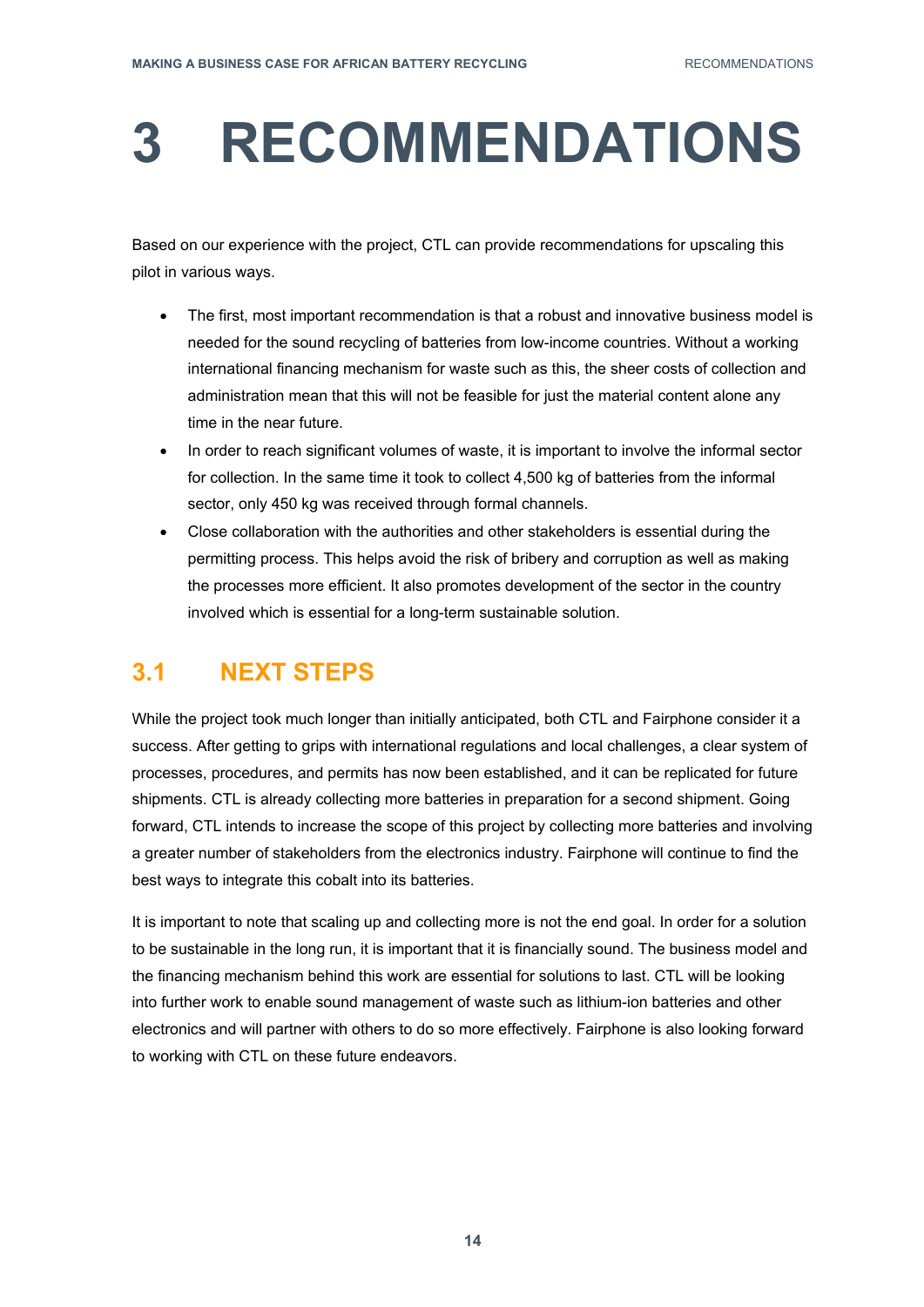# 3 RECOMMENDATIONS

Based on our experience with the project, CTL can provide recommendations for upscaling this pilot in various ways.

- The first, most important recommendation is that a robust and innovative business model is needed for the sound recycling of batteries from low-income countries. Without a working international financing mechanism for waste such as this, the sheer costs of collection and administration mean that this will not be feasible for just the material content alone any time in the near future.
- In order to reach significant volumes of waste, it is important to involve the informal sector for collection. In the same time it took to collect 4,500 kg of batteries from the informal sector, only 450 kg was received through formal channels.
- Close collaboration with the authorities and other stakeholders is essential during the permitting process. This helps avoid the risk of bribery and corruption as well as making the processes more efficient. It also promotes development of the sector in the country involved which is essential for a long-term sustainable solution.

## 3.1 NEXT STEPS

While the project took much longer than initially anticipated, both CTL and Fairphone consider it a success. After getting to grips with international regulations and local challenges, a clear system of processes, procedures, and permits has now been established, and it can be replicated for future shipments. CTL is already collecting more batteries in preparation for a second shipment. Going forward, CTL intends to increase the scope of this project by collecting more batteries and involving a greater number of stakeholders from the electronics industry. Fairphone will continue to find the best ways to integrate this cobalt into its batteries.

It is important to note that scaling up and collecting more is not the end goal. In order for a solution to be sustainable in the long run, it is important that it is financially sound. The business model and the financing mechanism behind this work are essential for solutions to last. CTL will be looking into further work to enable sound management of waste such as lithium-ion batteries and other electronics and will partner with others to do so more effectively. Fairphone is also looking forward to working with CTL on these future endeavors.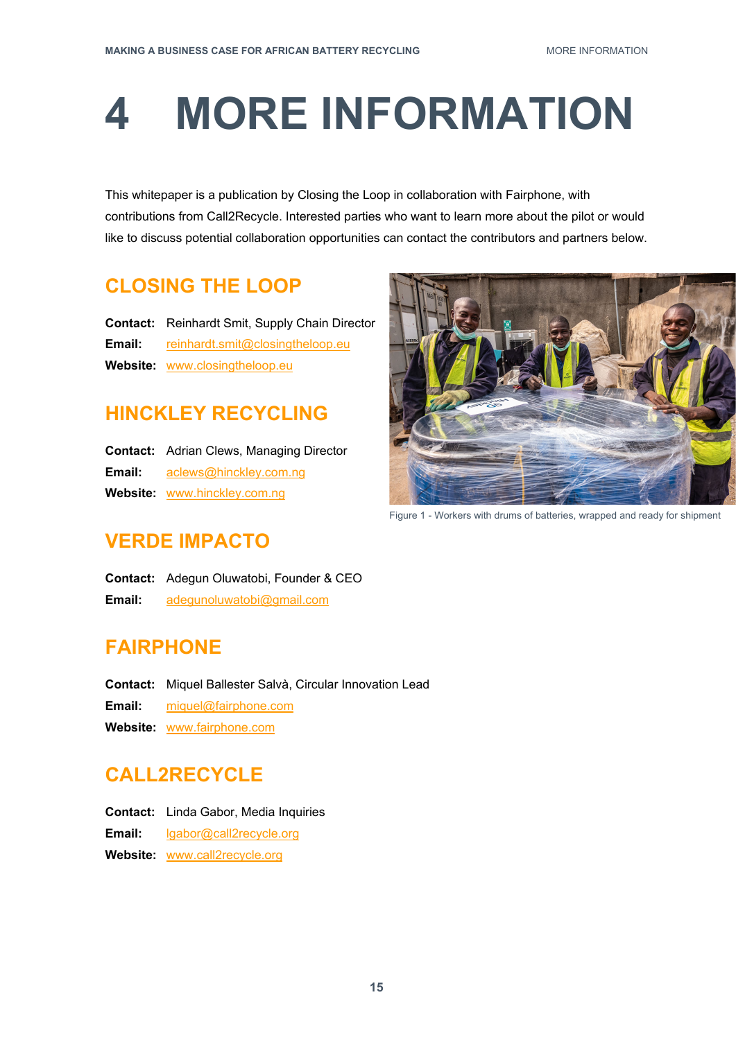# 4 MORE INFORMATION

This whitepaper is a publication by Closing the Loop in collaboration with Fairphone, with contributions from Call2Recycle. Interested parties who want to learn more about the pilot or would like to discuss potential collaboration opportunities can contact the contributors and partners below.

## CLOSING THE LOOP

**Contact:** Reinhardt Smit, Supply Chain Director
**Email:** reinhardt.smit@closingtheloop.eu
**Website:** www.closingtheloop.eu

## HINCKLEY RECYCLING

**Contact:** Adrian Clews, Managing Director
**Email:** aclews@hinckley.com.ng
**Website:** www.hinckley.com.ng

Figure 1 - Workers with drums of batteries, wrapped and ready for shipment

## VERDE IMPACTO

**Contact:** Adegun Oluwatobi, Founder & CEO
**Email:** adegunoluwatobi@gmail.com

## FAIRPHONE

**Contact:** Miquel Ballester Salvà, Circular Innovation Lead
**Email:** miquel@fairphone.com
**Website:** www.fairphone.com

## CALL2RECYCLE

**Contact:** Linda Gabor, Media Inquiries
**Email:** lgabor@call2recycle.org
**Website:** www.call2recycle.org